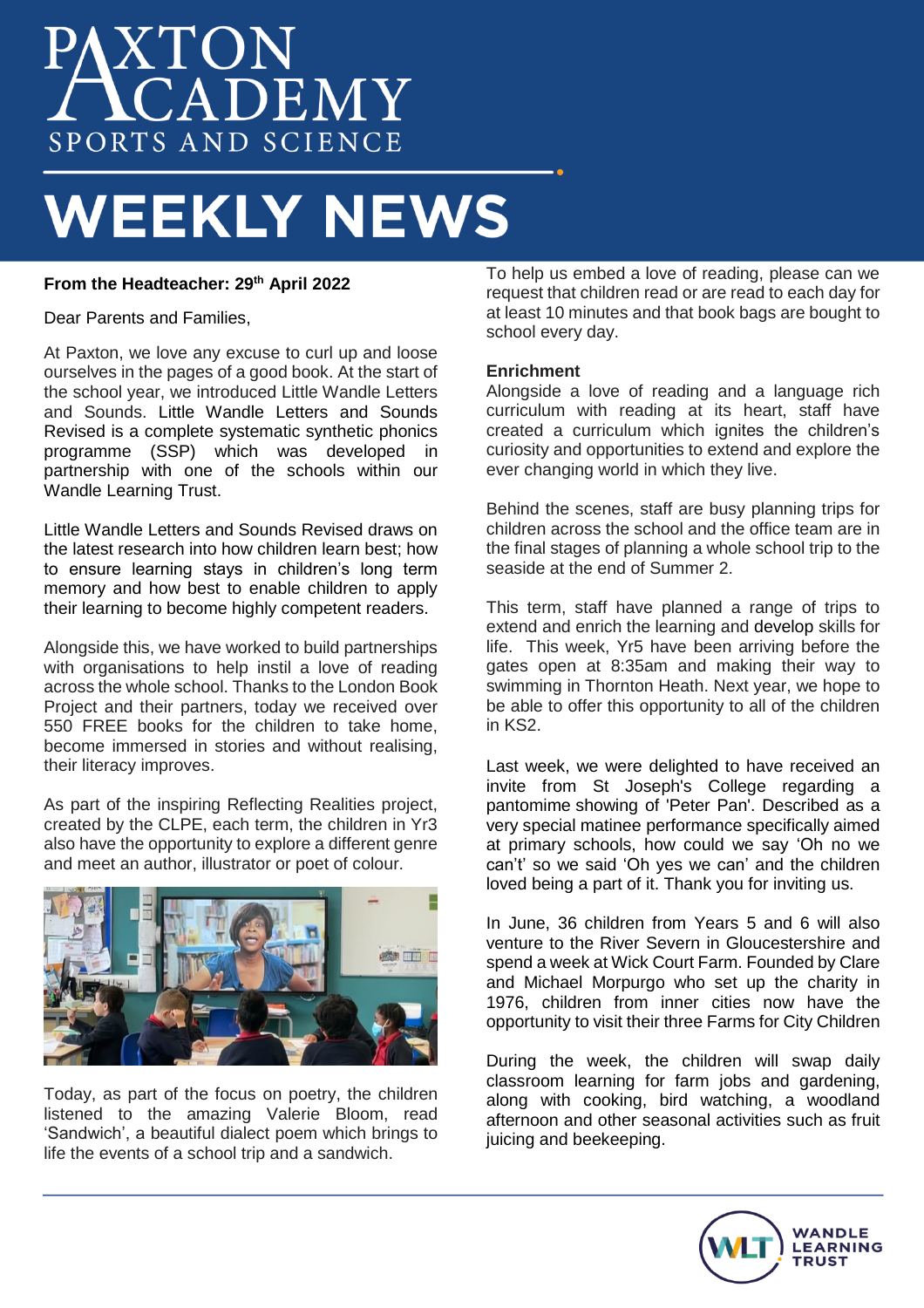# PAXTON ACADEMY
SPORTS AND SCIENCE

# WEEKLY NEWS

**From the Headteacher: 29th April 2022**

Dear Parents and Families,

At Paxton, we love any excuse to curl up and loose ourselves in the pages of a good book. At the start of the school year, we introduced Little Wandle Letters and Sounds. Little Wandle Letters and Sounds Revised is a complete systematic synthetic phonics programme (SSP) which was developed in partnership with one of the schools within our Wandle Learning Trust.

Little Wandle Letters and Sounds Revised draws on the latest research into how children learn best; how to ensure learning stays in children's long term memory and how best to enable children to apply their learning to become highly competent readers.

Alongside this, we have worked to build partnerships with organisations to help instil a love of reading across the whole school. Thanks to the London Book Project and their partners, today we received over 550 FREE books for the children to take home, become immersed in stories and without realising, their literacy improves.

As part of the inspiring Reflecting Realities project, created by the CLPE, each term, the children in Yr3 also have the opportunity to explore a different genre and meet an author, illustrator or poet of colour.

Today, as part of the focus on poetry, the children listened to the amazing Valerie Bloom, read 'Sandwich', a beautiful dialect poem which brings to life the events of a school trip and a sandwich.

To help us embed a love of reading, please can we request that children read or are read to each day for at least 10 minutes and that book bags are bought to school every day.

**Enrichment**

Alongside a love of reading and a language rich curriculum with reading at its heart, staff have created a curriculum which ignites the children's curiosity and opportunities to extend and explore the ever changing world in which they live.

Behind the scenes, staff are busy planning trips for children across the school and the office team are in the final stages of planning a whole school trip to the seaside at the end of Summer 2.

This term, staff have planned a range of trips to extend and enrich the learning and develop skills for life. This week, Yr5 have been arriving before the gates open at 8:35am and making their way to swimming in Thornton Heath. Next year, we hope to be able to offer this opportunity to all of the children in KS2.

Last week, we were delighted to have received an invite from St Joseph's College regarding a pantomime showing of 'Peter Pan'. Described as a very special matinee performance specifically aimed at primary schools, how could we say 'Oh no we can't' so we said 'Oh yes we can' and the children loved being a part of it. Thank you for inviting us.

In June, 36 children from Years 5 and 6 will also venture to the River Severn in Gloucestershire and spend a week at Wick Court Farm. Founded by Clare and Michael Morpurgo who set up the charity in 1976, children from inner cities now have the opportunity to visit their three Farms for City Children

During the week, the children will swap daily classroom learning for farm jobs and gardening, along with cooking, bird watching, a woodland afternoon and other seasonal activities such as fruit juicing and beekeeping.

WANDLE LEARNING TRUST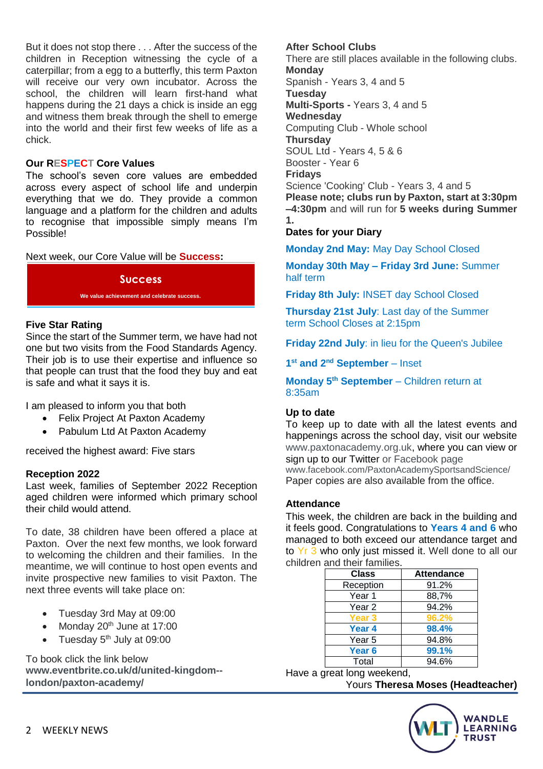But it does not stop there . . . After the success of the children in Reception witnessing the cycle of a caterpillar; from a egg to a butterfly, this term Paxton will receive our very own incubator. Across the school, the children will learn first-hand what happens during the 21 days a chick is inside an egg and witness them break through the shell to emerge into the world and their first few weeks of life as a chick.

**Our RESPECT Core Values**

The school's seven core values are embedded across every aspect of school life and underpin everything that we do. They provide a common language and a platform for the children and adults to recognise that impossible simply means I'm Possible!

Next week, our Core Value will be **Success:**

**Success**

**We value achievement and celebrate success.**

**Five Star Rating**

Since the start of the Summer term, we have had not one but two visits from the Food Standards Agency. Their job is to use their expertise and influence so that people can trust that the food they buy and eat is safe and what it says it is.

I am pleased to inform you that both

- Felix Project At Paxton Academy
- Pabulum Ltd At Paxton Academy

received the highest award: Five stars

**Reception 2022**

Last week, families of September 2022 Reception aged children were informed which primary school their child would attend.

To date, 38 children have been offered a place at Paxton. Over the next few months, we look forward to welcoming the children and their families. In the meantime, we will continue to host open events and invite prospective new families to visit Paxton. The next three events will take place on:

- Tuesday 3rd May at 09:00
- Monday 20th June at 17:00
- Tuesday 5th July at 09:00

To book click the link below
**www.eventbrite.co.uk/d/united-kingdom--london/paxton-academy/**

**After School Clubs**

There are still places available in the following clubs.

**Monday**
Spanish - Years 3, 4 and 5

**Tuesday**
**Multi-Sports -** Years 3, 4 and 5

**Wednesday**
Computing Club - Whole school

**Thursday**
SOUL Ltd - Years 4, 5 & 6
Booster - Year 6

**Fridays**
Science 'Cooking' Club - Years 3, 4 and 5

**Please note; clubs run by Paxton, start at 3:30pm –4:30pm** and will run for **5 weeks during Summer 1.**

**Dates for your Diary**

**Monday 2nd May:** May Day School Closed

**Monday 30th May – Friday 3rd June:** Summer half term

**Friday 8th July:** INSET day School Closed

**Thursday 21st July**: Last day of the Summer term School Closes at 2:15pm

**Friday 22nd July**: in lieu for the Queen's Jubilee

**1st and 2nd September** – Inset

**Monday 5th September** – Children return at 8:35am

**Up to date**

To keep up to date with all the latest events and happenings across the school day, visit our website www.paxtonacademy.org.uk, where you can view or sign up to our Twitter or Facebook page www.facebook.com/PaxtonAcademySportsandScience/
Paper copies are also available from the office.

**Attendance**

This week, the children are back in the building and it feels good. Congratulations to **Years 4 and 6** who managed to both exceed our attendance target and to Yr 3 who only just missed it. Well done to all our children and their families.

| Class | Attendance |
|---|---|
| Reception | 91.2% |
| Year 1 | 88,7% |
| Year 2 | 94.2% |
| **Year 3** | **96.2%** |
| **Year 4** | **98.4%** |
| Year 5 | 94.8% |
| **Year 6** | **99.1%** |
| Total | 94.6% |

Have a great long weekend,

Yours **Theresa Moses (Headteacher)**

WANDLE LEARNING TRUST